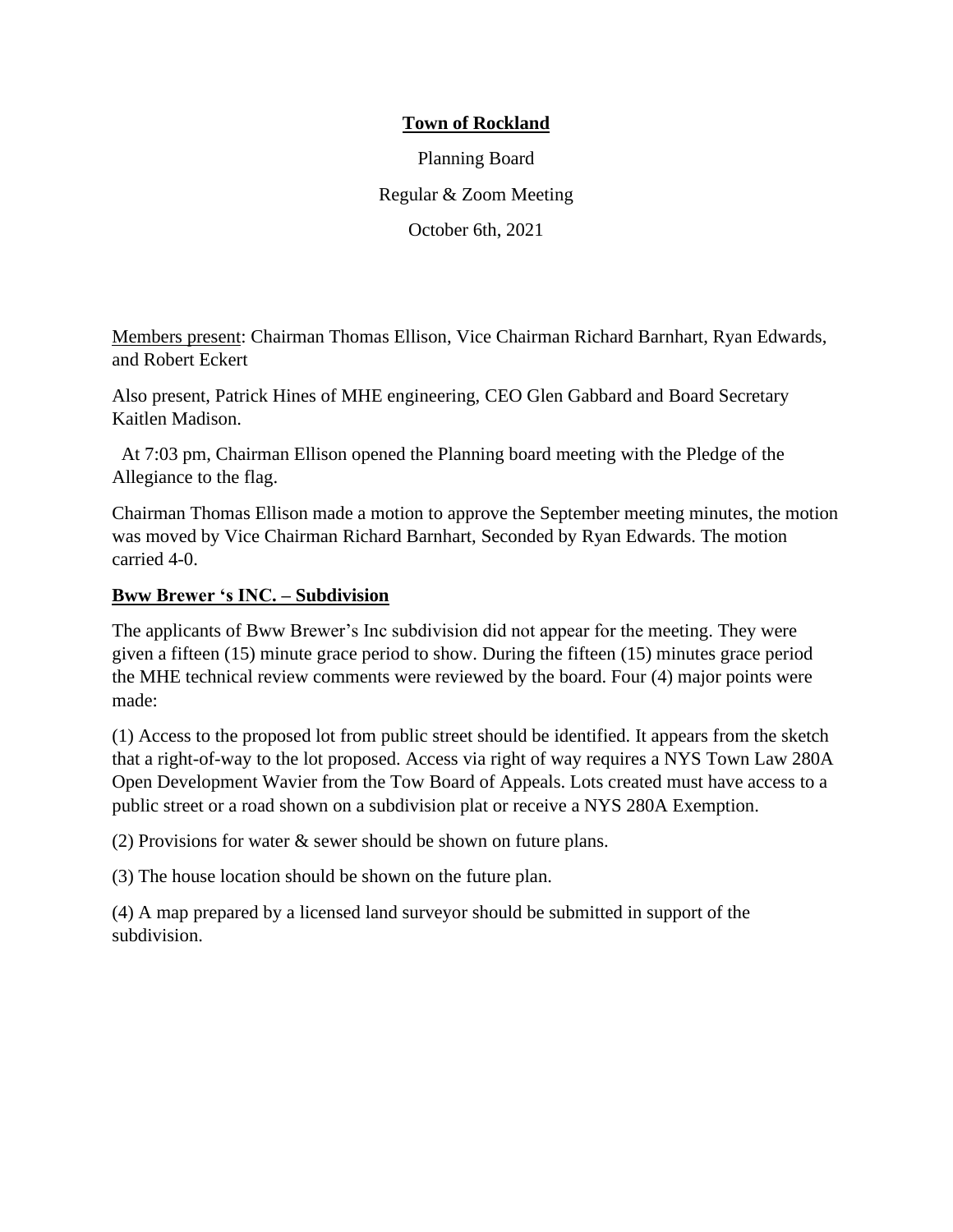**Town of Rockland**

Planning Board

Regular & Zoom Meeting

October 6th, 2021

Members present: Chairman Thomas Ellison, Vice Chairman Richard Barnhart, Ryan Edwards, and Robert Eckert

Also present, Patrick Hines of MHE engineering, CEO Glen Gabbard and Board Secretary Kaitlen Madison.

At 7:03 pm, Chairman Ellison opened the Planning board meeting with the Pledge of the Allegiance to the flag.

Chairman Thomas Ellison made a motion to approve the September meeting minutes, the motion was moved by Vice Chairman Richard Barnhart, Seconded by Ryan Edwards. The motion carried 4-0.

**Bww Brewer 's INC. – Subdivision**

The applicants of Bww Brewer's Inc subdivision did not appear for the meeting. They were given a fifteen (15) minute grace period to show. During the fifteen (15) minutes grace period the MHE technical review comments were reviewed by the board. Four (4) major points were made:

(1) Access to the proposed lot from public street should be identified. It appears from the sketch that a right-of-way to the lot proposed. Access via right of way requires a NYS Town Law 280A Open Development Wavier from the Tow Board of Appeals. Lots created must have access to a public street or a road shown on a subdivision plat or receive a NYS 280A Exemption.

(2) Provisions for water & sewer should be shown on future plans.

(3) The house location should be shown on the future plan.

(4) A map prepared by a licensed land surveyor should be submitted in support of the subdivision.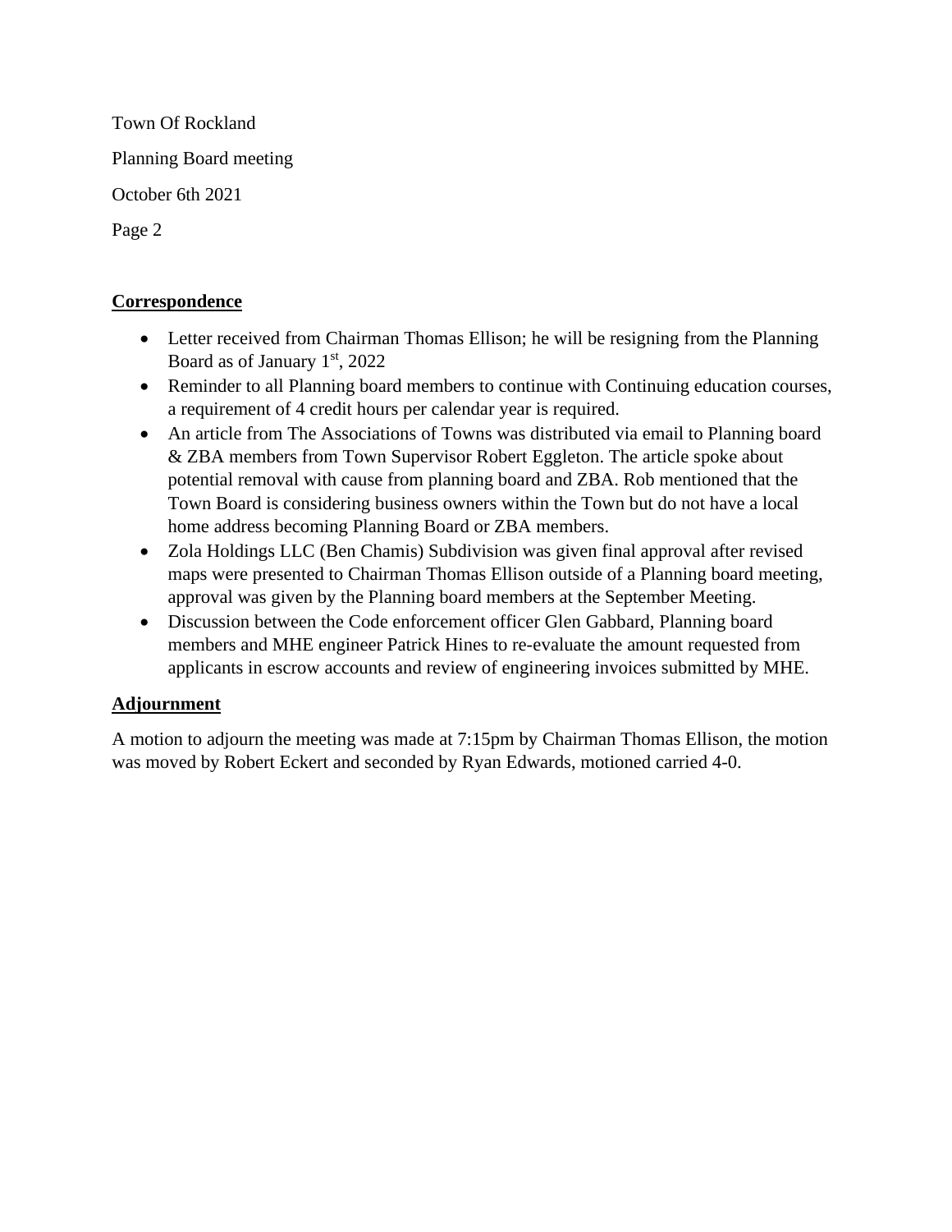## Correspondence

- Letter received from Chairman Thomas Ellison; he will be resigning from the Planning Board as of January 1st, 2022
- Reminder to all Planning board members to continue with Continuing education courses, a requirement of 4 credit hours per calendar year is required.
- An article from The Associations of Towns was distributed via email to Planning board & ZBA members from Town Supervisor Robert Eggleton. The article spoke about potential removal with cause from planning board and ZBA. Rob mentioned that the Town Board is considering business owners within the Town but do not have a local home address becoming Planning Board or ZBA members.
- Zola Holdings LLC (Ben Chamis) Subdivision was given final approval after revised maps were presented to Chairman Thomas Ellison outside of a Planning board meeting, approval was given by the Planning board members at the September Meeting.
- Discussion between the Code enforcement officer Glen Gabbard, Planning board members and MHE engineer Patrick Hines to re-evaluate the amount requested from applicants in escrow accounts and review of engineering invoices submitted by MHE.

## Adjournment

A motion to adjourn the meeting was made at 7:15pm by Chairman Thomas Ellison, the motion was moved by Robert Eckert and seconded by Ryan Edwards, motioned carried 4-0.